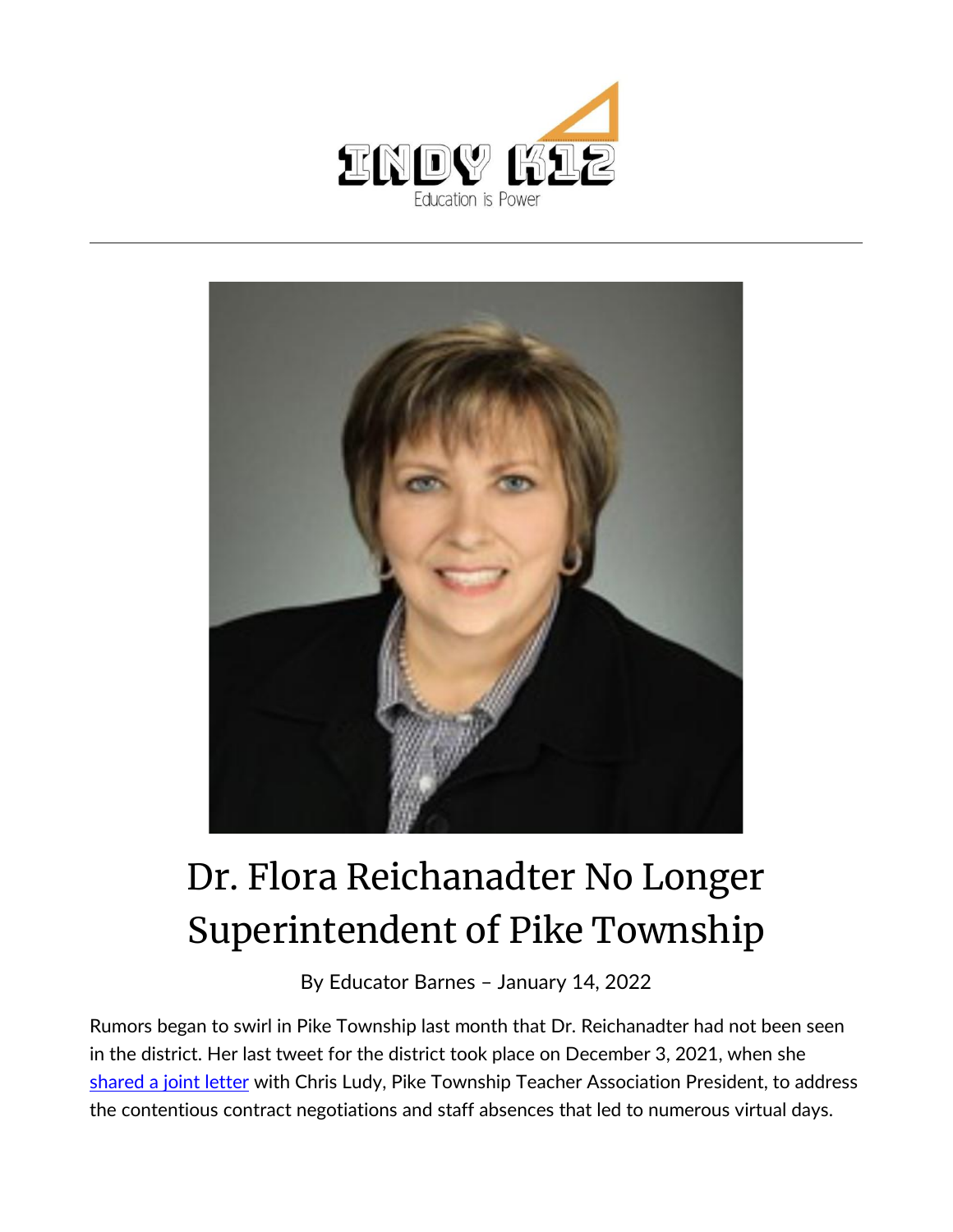# Dr. Flora Reichanadter No Longer Superintendent of Pike Township

By Educator Barnes – January 14, 2022

Rumors began to swirl in Pike Township last month that Dr. Reichanadter had not been seen in the district. Her last tweet for the district took place on December 3, 2021, when she shared a joint letter with Chris Ludy, Pike Township Teacher Association President, to address the contentious contract negotiations and staff absences that led to numerous virtual days.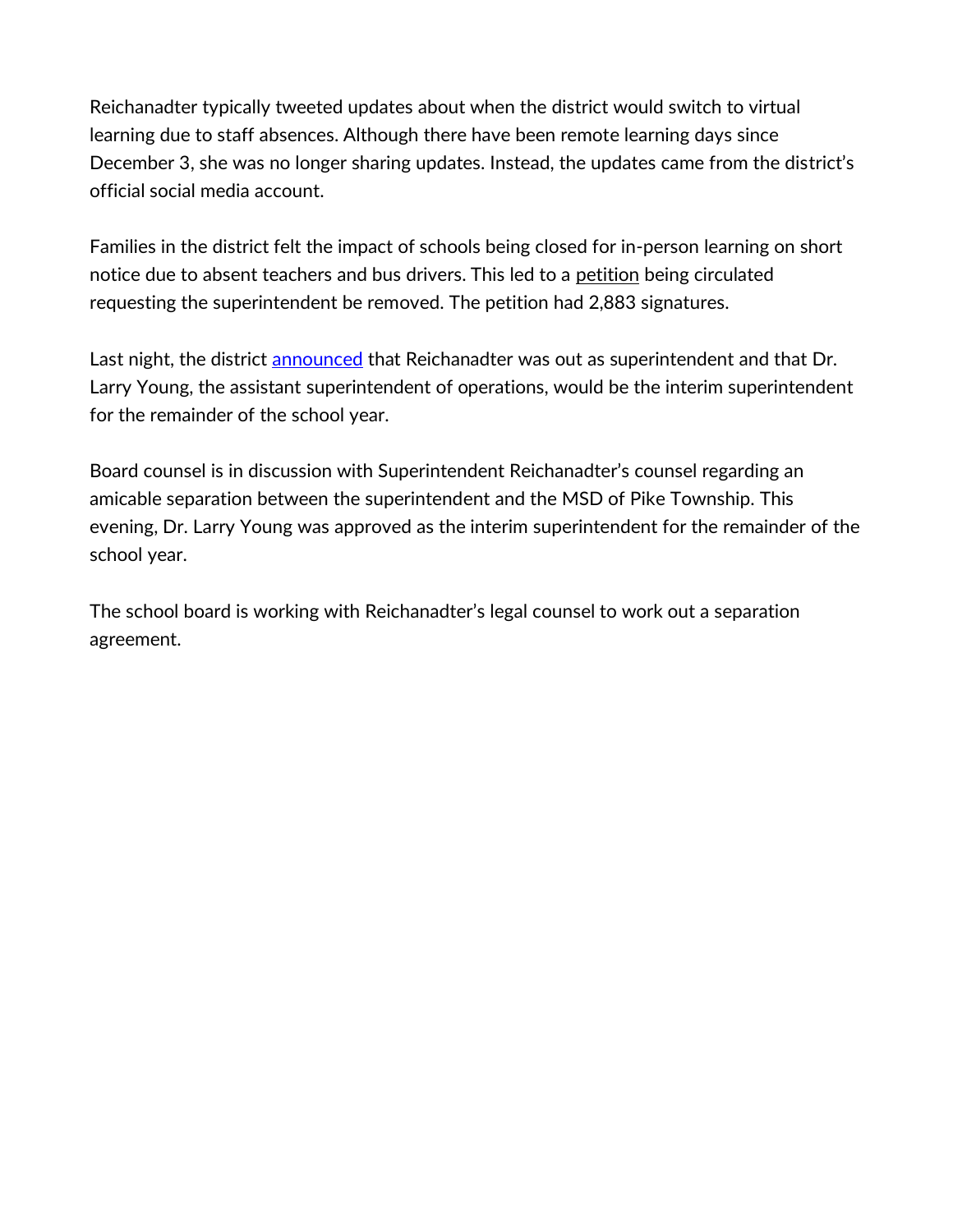Reichanadter typically tweeted updates about when the district would switch to virtual learning due to staff absences. Although there have been remote learning days since December 3, she was no longer sharing updates. Instead, the updates came from the district's official social media account.

Families in the district felt the impact of schools being closed for in-person learning on short notice due to absent teachers and bus drivers. This led to a petition being circulated requesting the superintendent be removed. The petition had 2,883 signatures.

Last night, the district announced that Reichanadter was out as superintendent and that Dr. Larry Young, the assistant superintendent of operations, would be the interim superintendent for the remainder of the school year.

Board counsel is in discussion with Superintendent Reichanadter's counsel regarding an amicable separation between the superintendent and the MSD of Pike Township. This evening, Dr. Larry Young was approved as the interim superintendent for the remainder of the school year.

The school board is working with Reichanadter's legal counsel to work out a separation agreement.